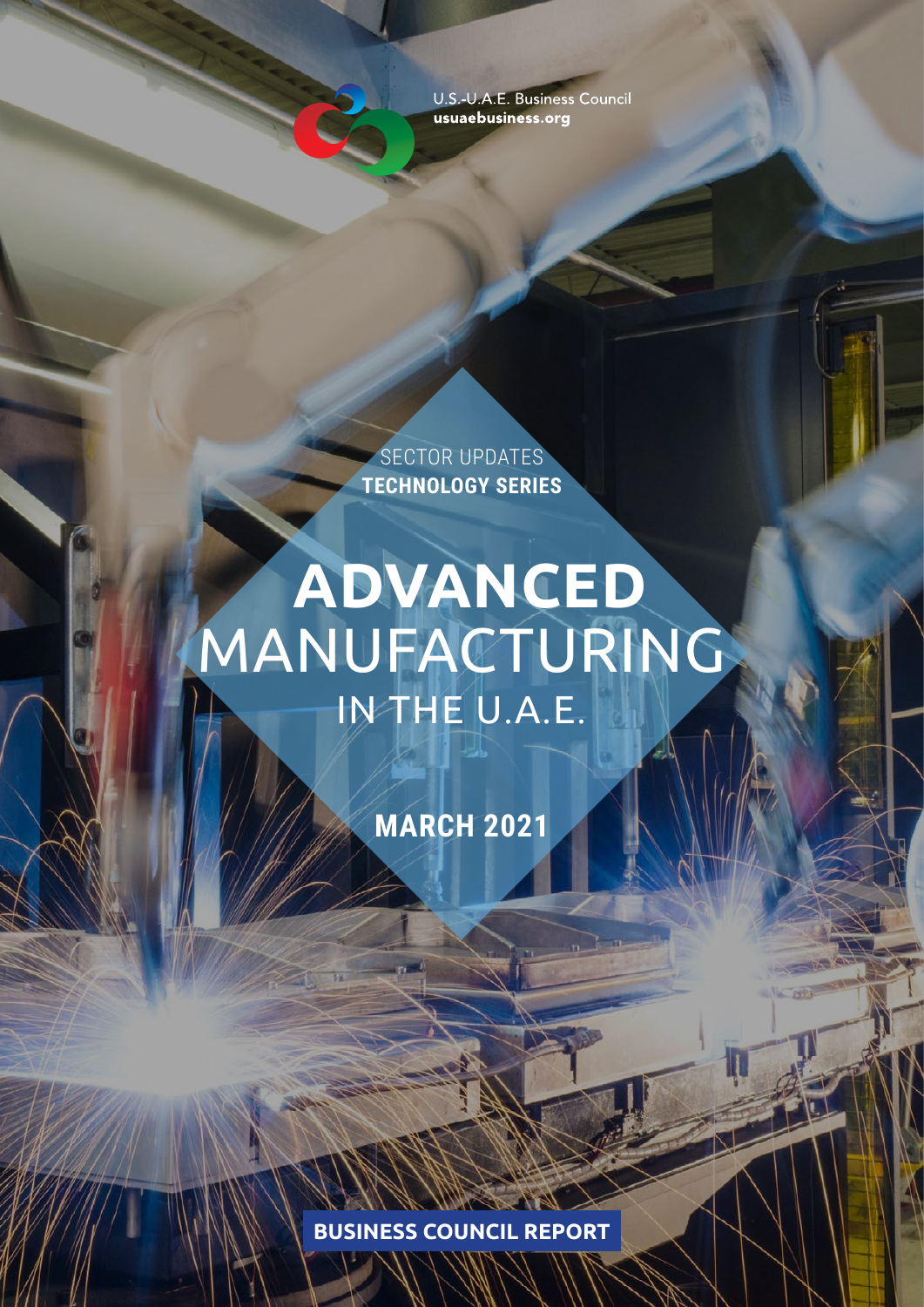U.S.-U.A.E. Business Council
usuaebusiness.org

SECTOR UPDATES
**TECHNOLOGY SERIES**

# ADVANCED MANUFACTURING IN THE U.A.E.

**MARCH 2021**

**BUSINESS COUNCIL REPORT**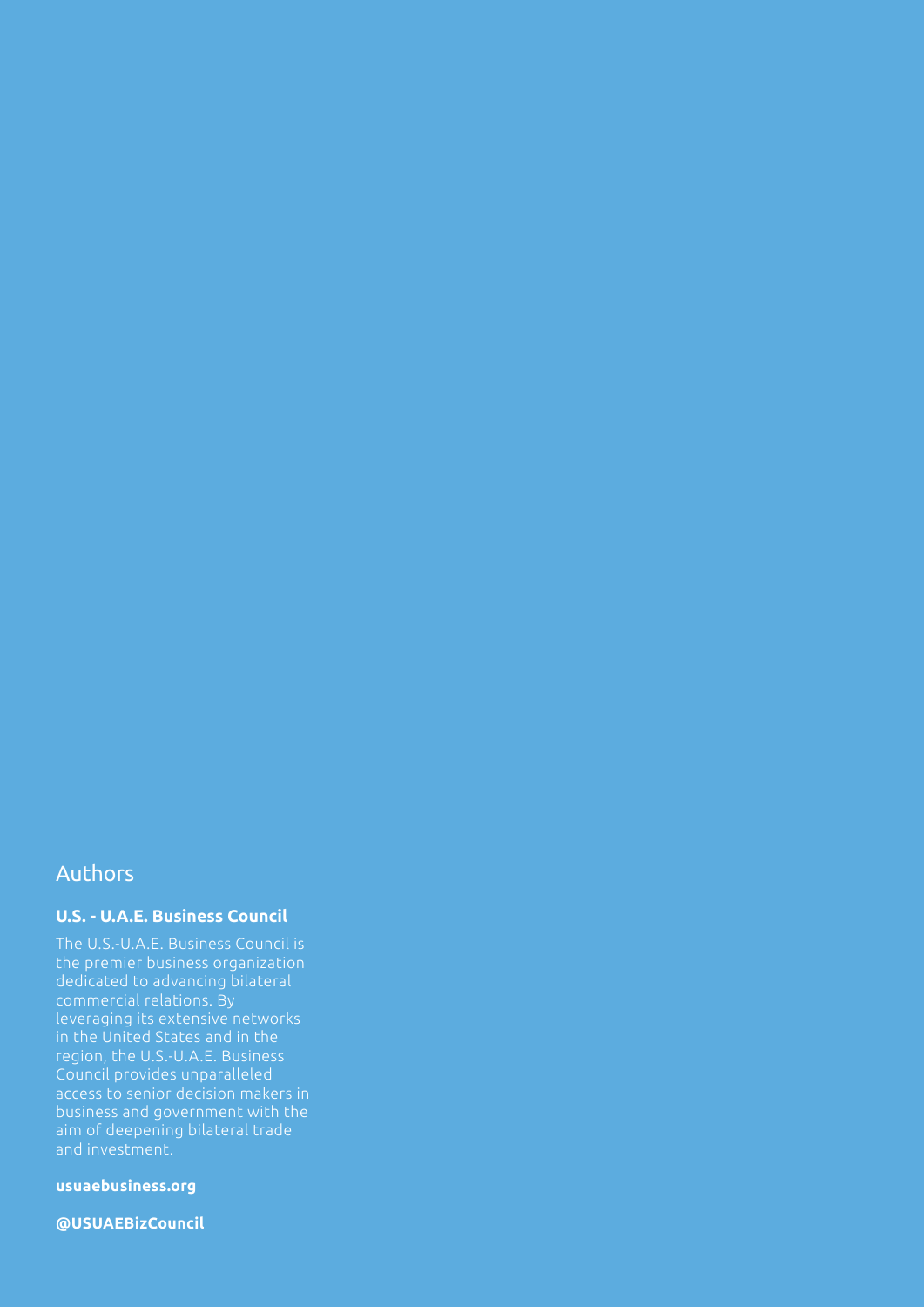## Authors

**U.S. - U.A.E. Business Council**

The U.S.-U.A.E. Business Council is the premier business organization dedicated to advancing bilateral commercial relations. By leveraging its extensive networks in the United States and in the region, the U.S.-U.A.E. Business Council provides unparalleled access to senior decision makers in business and government with the aim of deepening bilateral trade and investment.

**usuaebusiness.org**

**@USUAEBizCouncil**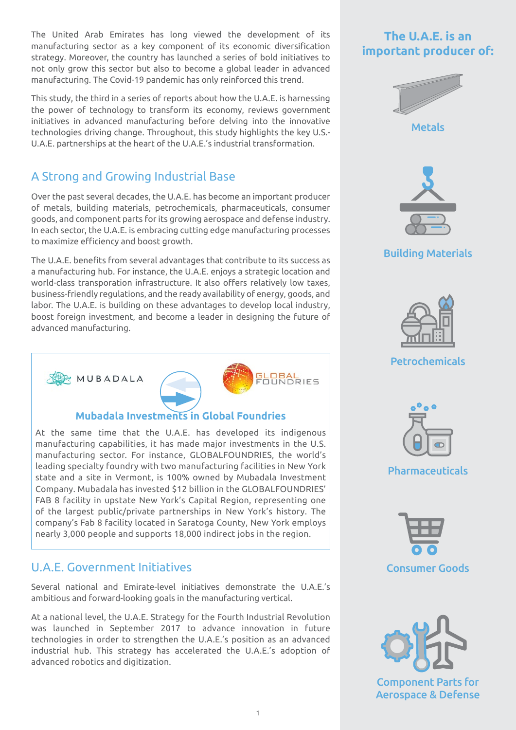The United Arab Emirates has long viewed the development of its manufacturing sector as a key component of its economic diversification strategy. Moreover, the country has launched a series of bold initiatives to not only grow this sector but also to become a global leader in advanced manufacturing. The Covid-19 pandemic has only reinforced this trend.

This study, the third in a series of reports about how the U.A.E. is harnessing the power of technology to transform its economy, reviews government initiatives in advanced manufacturing before delving into the innovative technologies driving change. Throughout, this study highlights the key U.S.-U.A.E. partnerships at the heart of the U.A.E.'s industrial transformation.

## A Strong and Growing Industrial Base

Over the past several decades, the U.A.E. has become an important producer of metals, building materials, petrochemicals, pharmaceuticals, consumer goods, and component parts for its growing aerospace and defense industry. In each sector, the U.A.E. is embracing cutting edge manufacturing processes to maximize efficiency and boost growth.

The U.A.E. benefits from several advantages that contribute to its success as a manufacturing hub. For instance, the U.A.E. enjoys a strategic location and world-class transporation infrastructure. It also offers relatively low taxes, business-friendly regulations, and the ready availability of energy, goods, and labor. The U.A.E. is building on these advantages to develop local industry, boost foreign investment, and become a leader in designing the future of advanced manufacturing.

MUBADALA — GLOBAL FOUNDRIES

### Mubadala Investments in Global Foundries

At the same time that the U.A.E. has developed its indigenous manufacturing capabilities, it has made major investments in the U.S. manufacturing sector. For instance, GLOBALFOUNDRIES, the world's leading specialty foundry with two manufacturing facilities in New York state and a site in Vermont, is 100% owned by Mubadala Investment Company. Mubadala has invested $12 billion in the GLOBALFOUNDRIES' FAB 8 facility in upstate New York's Capital Region, representing one of the largest public/private partnerships in New York's history. The company's Fab 8 facility located in Saratoga County, New York employs nearly 3,000 people and supports 18,000 indirect jobs in the region.

## U.A.E. Government Initiatives

Several national and Emirate-level initiatives demonstrate the U.A.E.'s ambitious and forward-looking goals in the manufacturing vertical.

At a national level, the U.A.E. Strategy for the Fourth Industrial Revolution was launched in September 2017 to advance innovation in future technologies in order to strengthen the U.A.E.'s position as an advanced industrial hub. This strategy has accelerated the U.A.E.'s adoption of advanced robotics and digitization.

### The U.A.E. is an important producer of:

- Metals
- Building Materials
- Petrochemicals
- Pharmaceuticals
- Consumer Goods
- Component Parts for Aerospace & Defense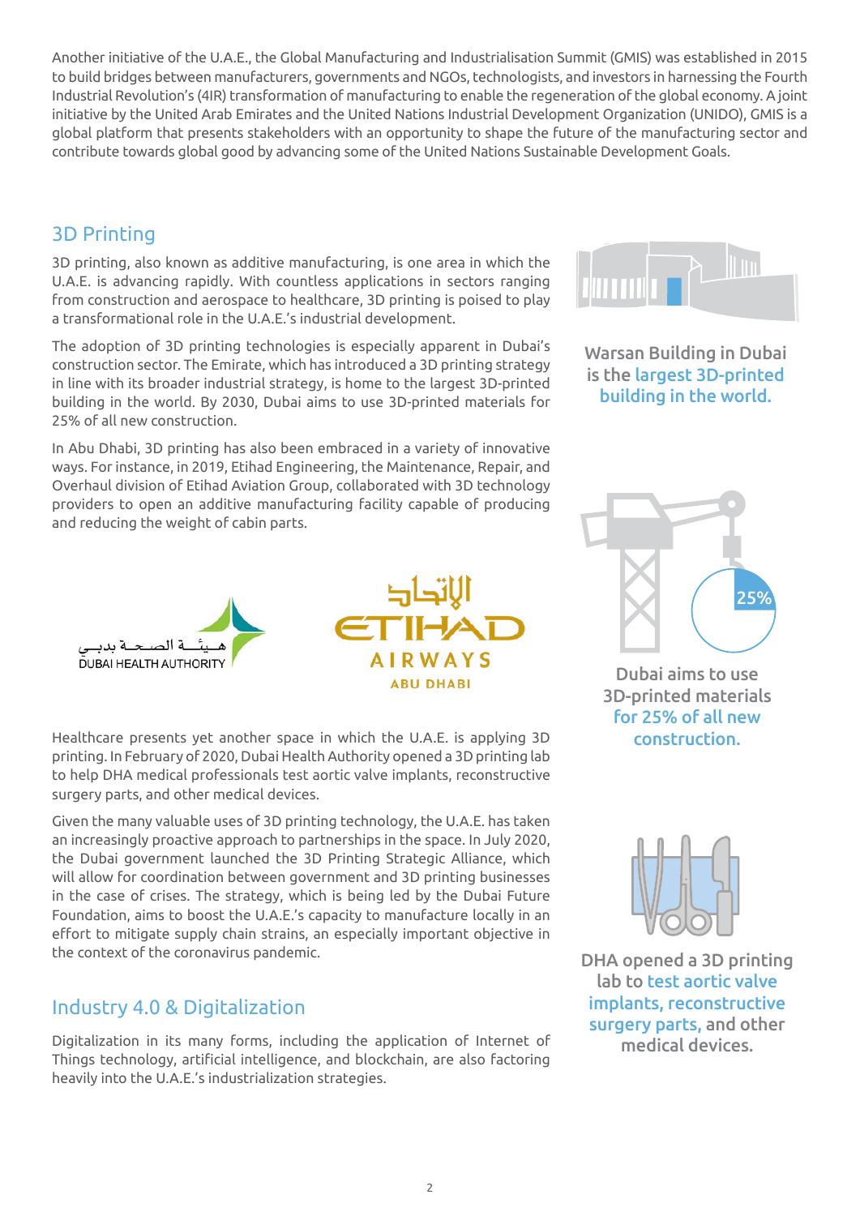Another initiative of the U.A.E., the Global Manufacturing and Industrialisation Summit (GMIS) was established in 2015 to build bridges between manufacturers, governments and NGOs, technologists, and investors in harnessing the Fourth Industrial Revolution's (4IR) transformation of manufacturing to enable the regeneration of the global economy. A joint initiative by the United Arab Emirates and the United Nations Industrial Development Organization (UNIDO), GMIS is a global platform that presents stakeholders with an opportunity to shape the future of the manufacturing sector and contribute towards global good by advancing some of the United Nations Sustainable Development Goals.

## 3D Printing

3D printing, also known as additive manufacturing, is one area in which the U.A.E. is advancing rapidly. With countless applications in sectors ranging from construction and aerospace to healthcare, 3D printing is poised to play a transformational role in the U.A.E.'s industrial development.

The adoption of 3D printing technologies is especially apparent in Dubai's construction sector. The Emirate, which has introduced a 3D printing strategy in line with its broader industrial strategy, is home to the largest 3D-printed building in the world. By 2030, Dubai aims to use 3D-printed materials for 25% of all new construction.

Warsan Building in Dubai is the **largest 3D-printed building in the world.**

In Abu Dhabi, 3D printing has also been embraced in a variety of innovative ways. For instance, in 2019, Etihad Engineering, the Maintenance, Repair, and Overhaul division of Etihad Aviation Group, collaborated with 3D technology providers to open an additive manufacturing facility capable of producing and reducing the weight of cabin parts.

Dubai aims to use 3D-printed materials **for 25% of all new construction.**

Healthcare presents yet another space in which the U.A.E. is applying 3D printing. In February of 2020, Dubai Health Authority opened a 3D printing lab to help DHA medical professionals test aortic valve implants, reconstructive surgery parts, and other medical devices.

Given the many valuable uses of 3D printing technology, the U.A.E. has taken an increasingly proactive approach to partnerships in the space. In July 2020, the Dubai government launched the 3D Printing Strategic Alliance, which will allow for coordination between government and 3D printing businesses in the case of crises. The strategy, which is being led by the Dubai Future Foundation, aims to boost the U.A.E.'s capacity to manufacture locally in an effort to mitigate supply chain strains, an especially important objective in the context of the coronavirus pandemic.

DHA opened a 3D printing lab to **test aortic valve implants, reconstructive surgery parts,** and other medical devices.

## Industry 4.0 & Digitalization

Digitalization in its many forms, including the application of Internet of Things technology, artificial intelligence, and blockchain, are also factoring heavily into the U.A.E.'s industrialization strategies.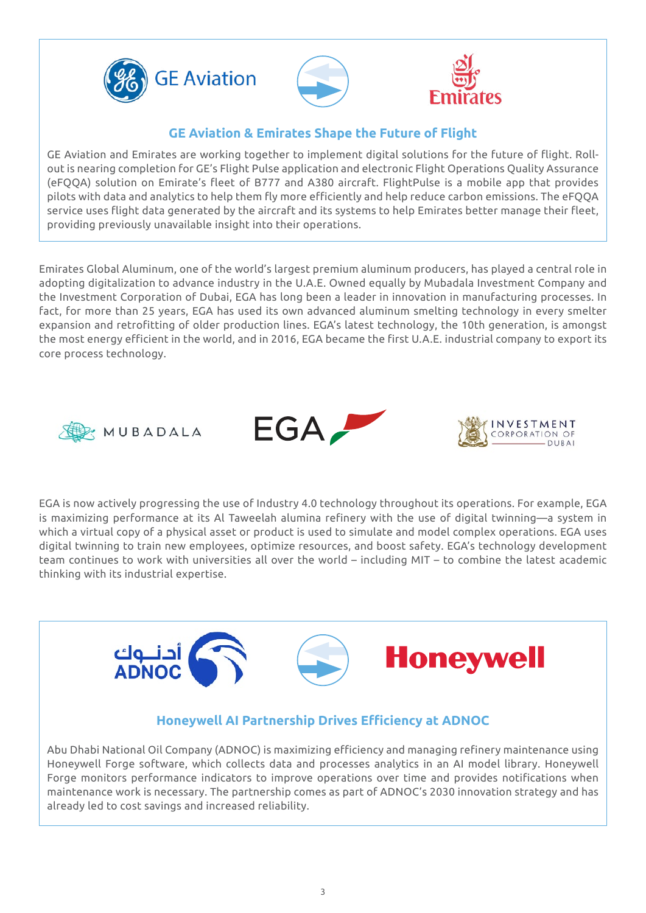## GE Aviation & Emirates Shape the Future of Flight

GE Aviation and Emirates are working together to implement digital solutions for the future of flight. Roll-out is nearing completion for GE's Flight Pulse application and electronic Flight Operations Quality Assurance (eFQQA) solution on Emirate's fleet of B777 and A380 aircraft. FlightPulse is a mobile app that provides pilots with data and analytics to help them fly more efficiently and help reduce carbon emissions. The eFQQA service uses flight data generated by the aircraft and its systems to help Emirates better manage their fleet, providing previously unavailable insight into their operations.

Emirates Global Aluminum, one of the world's largest premium aluminum producers, has played a central role in adopting digitalization to advance industry in the U.A.E. Owned equally by Mubadala Investment Company and the Investment Corporation of Dubai, EGA has long been a leader in innovation in manufacturing processes. In fact, for more than 25 years, EGA has used its own advanced aluminum smelting technology in every smelter expansion and retrofitting of older production lines. EGA's latest technology, the 10th generation, is amongst the most energy efficient in the world, and in 2016, EGA became the first U.A.E. industrial company to export its core process technology.

EGA is now actively progressing the use of Industry 4.0 technology throughout its operations. For example, EGA is maximizing performance at its Al Taweelah alumina refinery with the use of digital twinning—a system in which a virtual copy of a physical asset or product is used to simulate and model complex operations. EGA uses digital twinning to train new employees, optimize resources, and boost safety. EGA's technology development team continues to work with universities all over the world – including MIT – to combine the latest academic thinking with its industrial expertise.

## Honeywell AI Partnership Drives Efficiency at ADNOC

Abu Dhabi National Oil Company (ADNOC) is maximizing efficiency and managing refinery maintenance using Honeywell Forge software, which collects data and processes analytics in an AI model library. Honeywell Forge monitors performance indicators to improve operations over time and provides notifications when maintenance work is necessary. The partnership comes as part of ADNOC's 2030 innovation strategy and has already led to cost savings and increased reliability.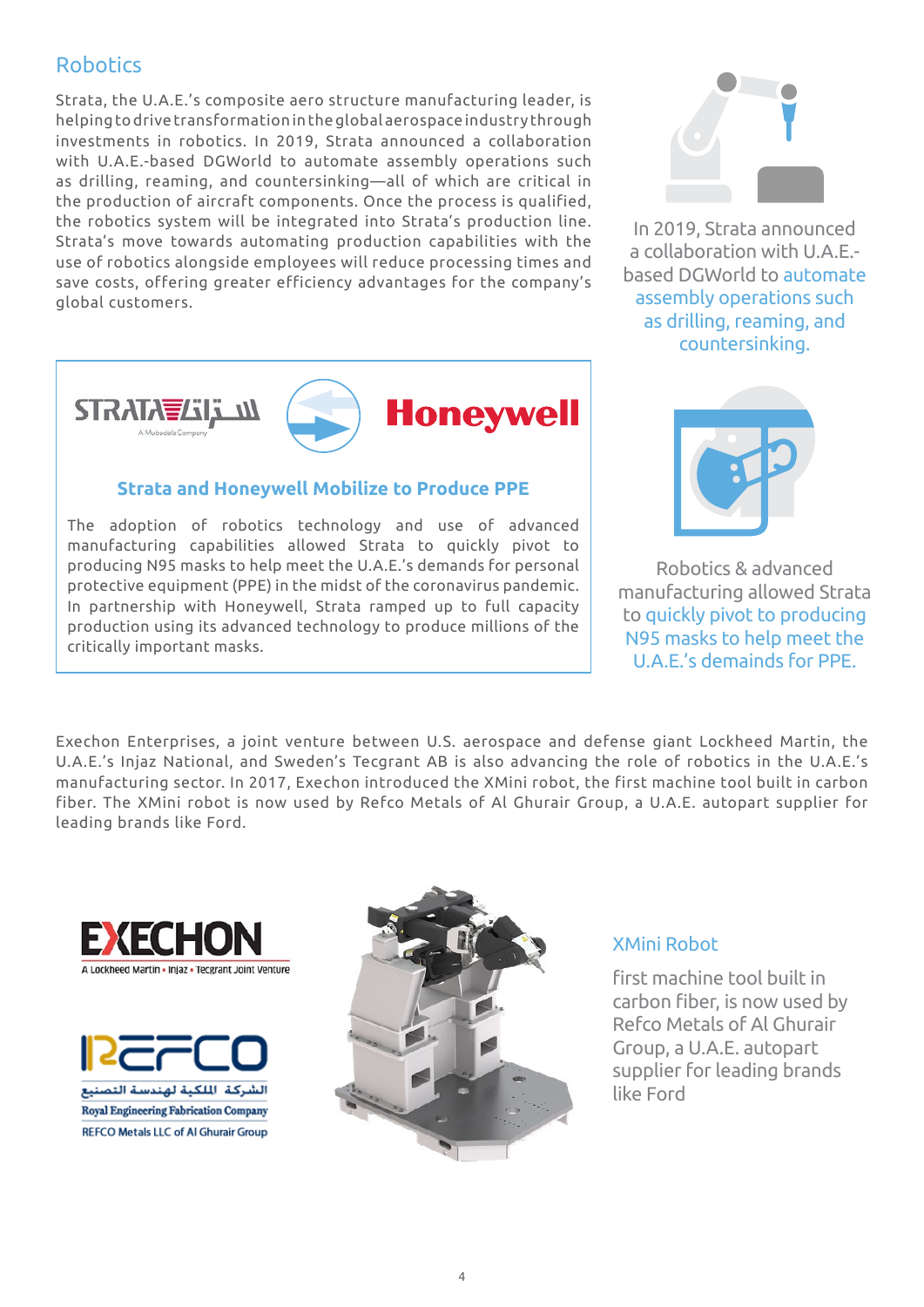## Robotics

Strata, the U.A.E.'s composite aero structure manufacturing leader, is helping to drive transformation in the global aerospace industry through investments in robotics. In 2019, Strata announced a collaboration with U.A.E.-based DGWorld to automate assembly operations such as drilling, reaming, and countersinking—all of which are critical in the production of aircraft components. Once the process is qualified, the robotics system will be integrated into Strata's production line. Strata's move towards automating production capabilities with the use of robotics alongside employees will reduce processing times and save costs, offering greater efficiency advantages for the company's global customers.

In 2019, Strata announced a collaboration with U.A.E.-based DGWorld to automate assembly operations such as drilling, reaming, and countersinking.

### Strata and Honeywell Mobilize to Produce PPE

The adoption of robotics technology and use of advanced manufacturing capabilities allowed Strata to quickly pivot to producing N95 masks to help meet the U.A.E.'s demands for personal protective equipment (PPE) in the midst of the coronavirus pandemic. In partnership with Honeywell, Strata ramped up to full capacity production using its advanced technology to produce millions of the critically important masks.

Robotics & advanced manufacturing allowed Strata to quickly pivot to producing N95 masks to help meet the U.A.E.'s demainds for PPE.

Exechon Enterprises, a joint venture between U.S. aerospace and defense giant Lockheed Martin, the U.A.E.'s Injaz National, and Sweden's Tecgrant AB is also advancing the role of robotics in the U.A.E.'s manufacturing sector. In 2017, Exechon introduced the XMini robot, the first machine tool built in carbon fiber. The XMini robot is now used by Refco Metals of Al Ghurair Group, a U.A.E. autopart supplier for leading brands like Ford.

EXECHON
A Lockheed Martin • Injaz • Tecgrant Joint Venture

REFCO
الشركة الملكية لهندسة التصنيع
Royal Engineering Fabrication Company
REFCO Metals LLC of Al Ghurair Group

### XMini Robot

first machine tool built in carbon fiber, is now used by Refco Metals of Al Ghurair Group, a U.A.E. autopart supplier for leading brands like Ford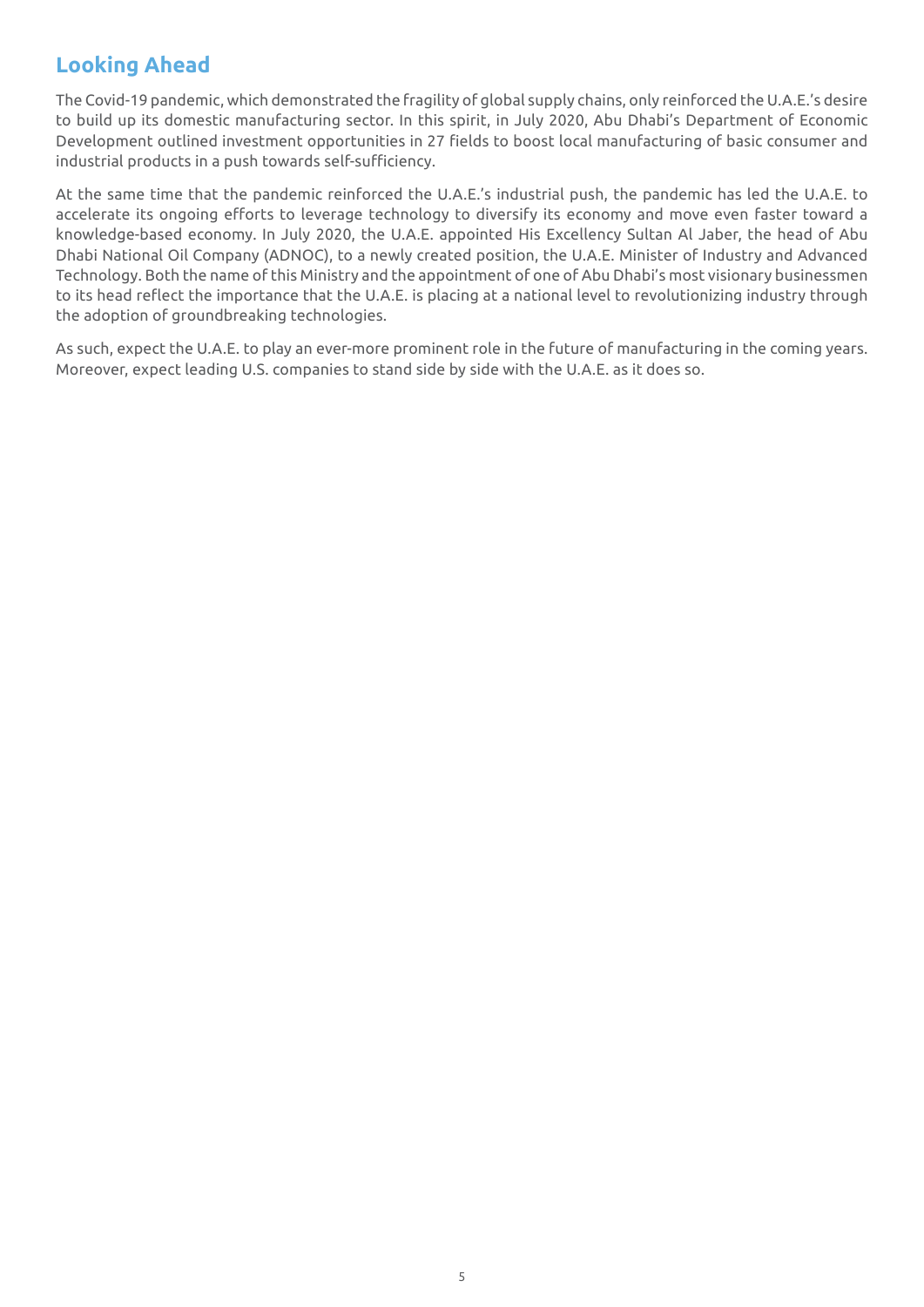## Looking Ahead

The Covid-19 pandemic, which demonstrated the fragility of global supply chains, only reinforced the U.A.E.'s desire to build up its domestic manufacturing sector. In this spirit, in July 2020, Abu Dhabi's Department of Economic Development outlined investment opportunities in 27 fields to boost local manufacturing of basic consumer and industrial products in a push towards self-sufficiency.

At the same time that the pandemic reinforced the U.A.E.'s industrial push, the pandemic has led the U.A.E. to accelerate its ongoing efforts to leverage technology to diversify its economy and move even faster toward a knowledge-based economy. In July 2020, the U.A.E. appointed His Excellency Sultan Al Jaber, the head of Abu Dhabi National Oil Company (ADNOC), to a newly created position, the U.A.E. Minister of Industry and Advanced Technology. Both the name of this Ministry and the appointment of one of Abu Dhabi's most visionary businessmen to its head reflect the importance that the U.A.E. is placing at a national level to revolutionizing industry through the adoption of groundbreaking technologies.

As such, expect the U.A.E. to play an ever-more prominent role in the future of manufacturing in the coming years. Moreover, expect leading U.S. companies to stand side by side with the U.A.E. as it does so.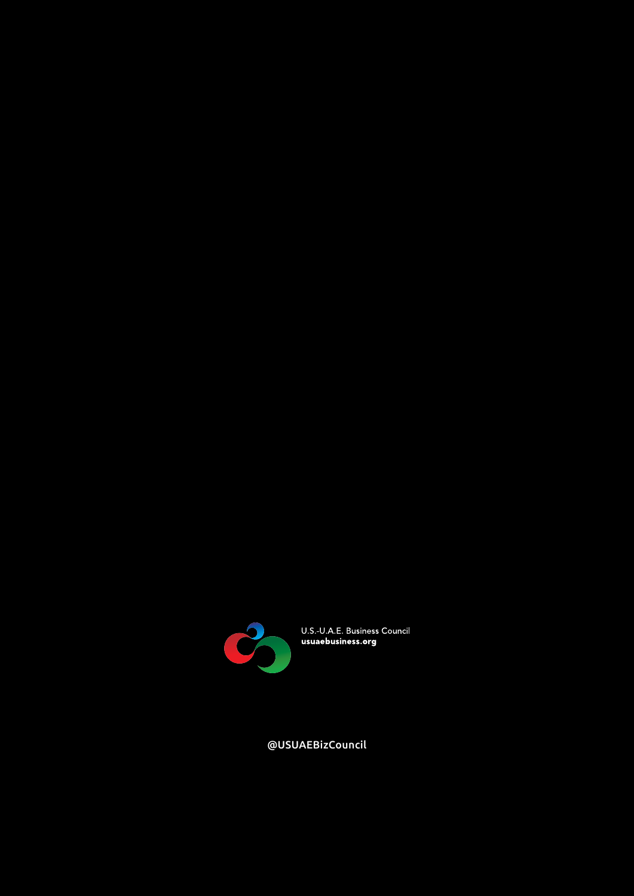U.S.-U.A.E. Business Council
**usuaebusiness.org**

@USUAEBizCouncil